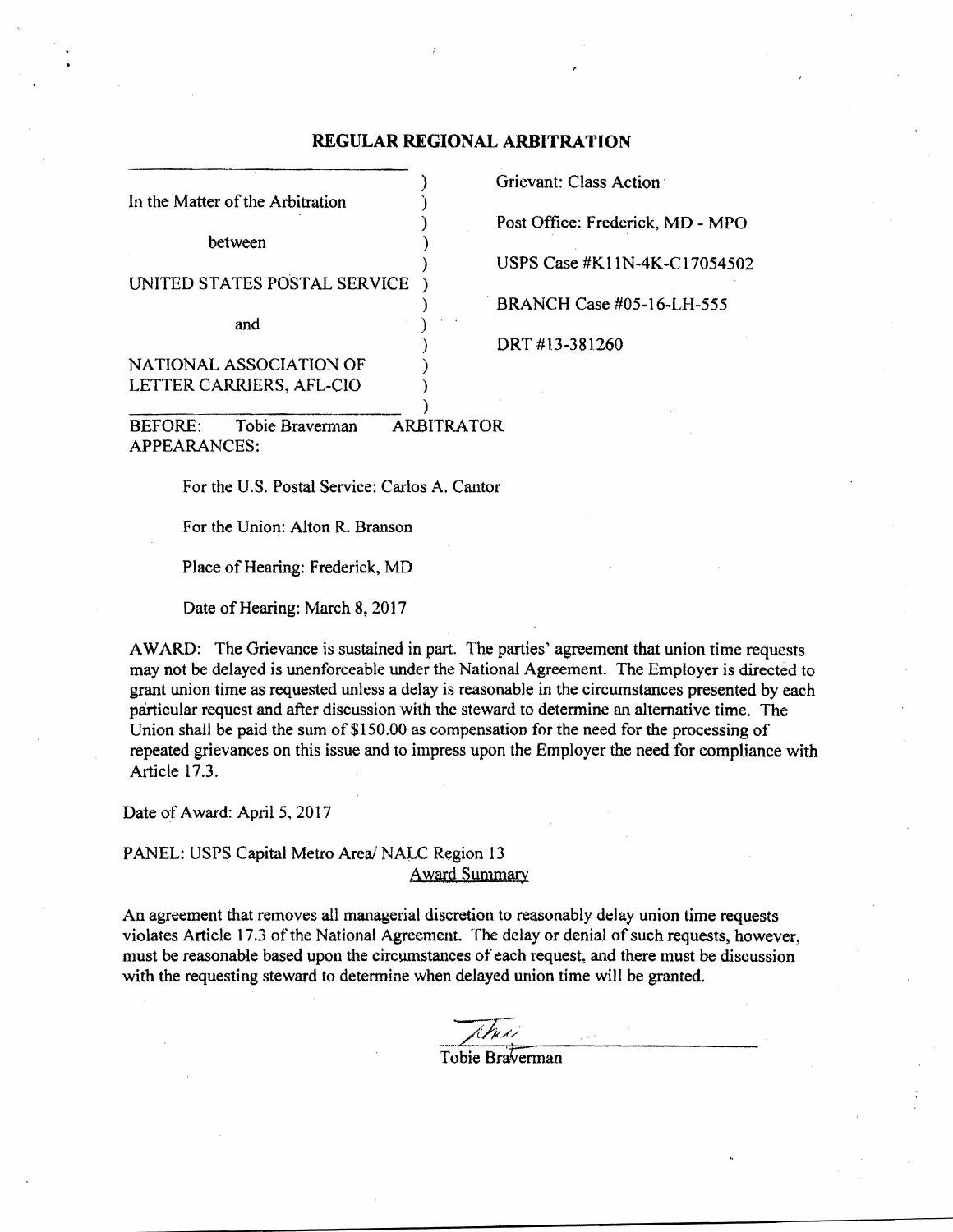# REGULAR REGIONAL ARBITRATION

| | |
|---|---|
| In the Matter of the Arbitration | Grievant: Class Action |
| between | Post Office: Frederick, MD - MPO |
| UNITED STATES POSTAL SERVICE | USPS Case #K11N-4K-C17054502 |
| and | BRANCH Case #05-16-LH-555 |
| NATIONAL ASSOCIATION OF LETTER CARRIERS, AFL-CIO | DRT #13-381260 |

BEFORE: Tobie Braverman ARBITRATOR

APPEARANCES:

For the U.S. Postal Service: Carlos A. Cantor

For the Union: Alton R. Branson

Place of Hearing: Frederick, MD

Date of Hearing: March 8, 2017

AWARD: The Grievance is sustained in part. The parties' agreement that union time requests may not be delayed is unenforceable under the National Agreement. The Employer is directed to grant union time as requested unless a delay is reasonable in the circumstances presented by each particular request and after discussion with the steward to determine an alternative time. The Union shall be paid the sum of $150.00 as compensation for the need for the processing of repeated grievances on this issue and to impress upon the Employer the need for compliance with Article 17.3.

Date of Award: April 5, 2017

PANEL: USPS Capital Metro Area/ NALC Region 13

<u>Award Summary</u>

An agreement that removes all managerial discretion to reasonably delay union time requests violates Article 17.3 of the National Agreement. The delay or denial of such requests, however, must be reasonable based upon the circumstances of each request, and there must be discussion with the requesting steward to determine when delayed union time will be granted.

Tobie Braverman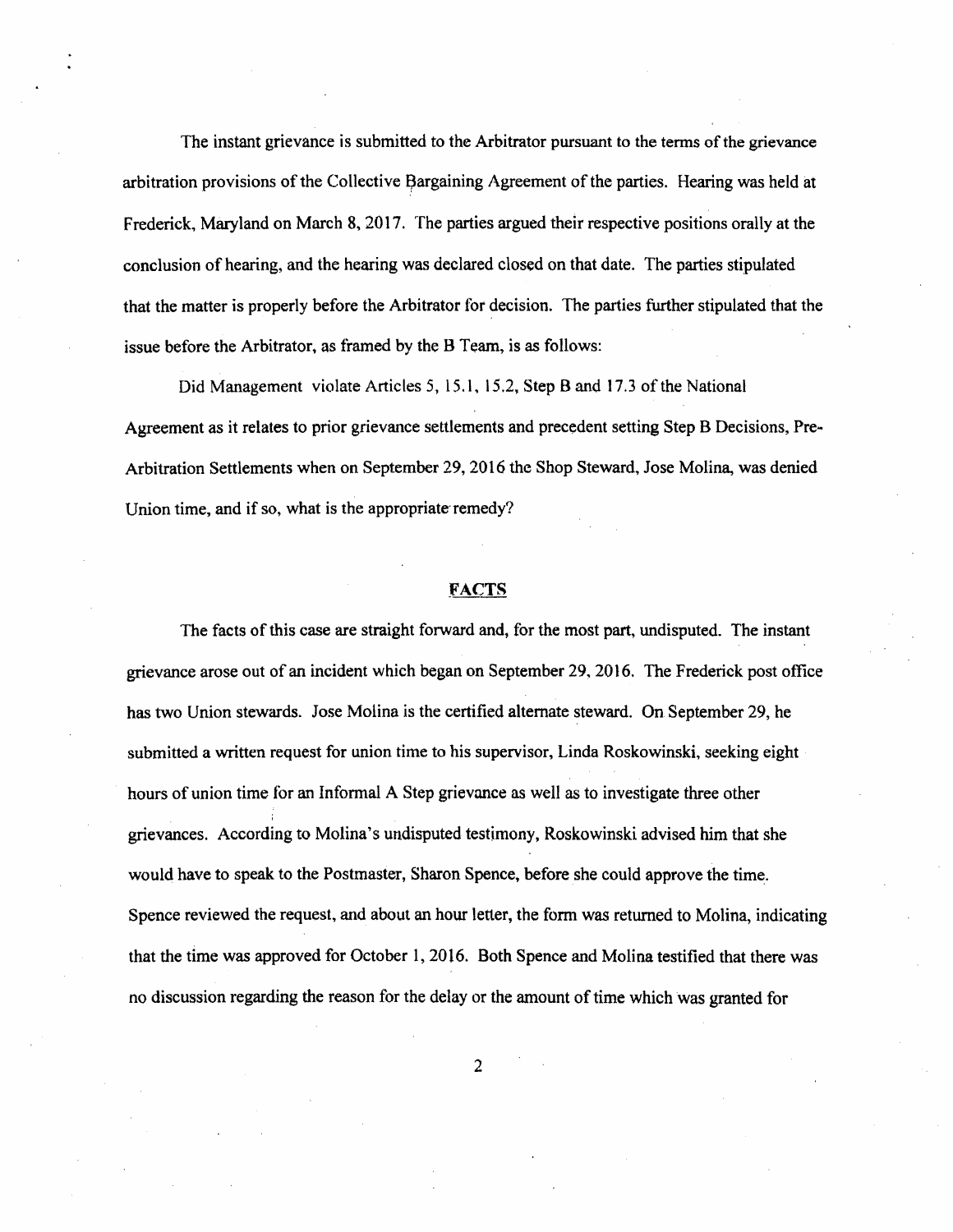The instant grievance is submitted to the Arbitrator pursuant to the terms of the grievance arbitration provisions of the Collective Bargaining Agreement of the parties. Hearing was held at Frederick, Maryland on March 8, 2017. The parties argued their respective positions orally at the conclusion of hearing, and the hearing was declared closed on that date. The parties stipulated that the matter is properly before the Arbitrator for decision. The parties further stipulated that the issue before the Arbitrator, as framed by the B Team, is as follows:

Did Management violate Articles 5, 15.1, 15.2, Step B and 17.3 of the National Agreement as it relates to prior grievance settlements and precedent setting Step B Decisions, Pre-Arbitration Settlements when on September 29, 2016 the Shop Steward, Jose Molina, was denied Union time, and if so, what is the appropriate remedy?

## FACTS

The facts of this case are straight forward and, for the most part, undisputed. The instant grievance arose out of an incident which began on September 29, 2016. The Frederick post office has two Union stewards. Jose Molina is the certified alternate steward. On September 29, he submitted a written request for union time to his supervisor, Linda Roskowinski, seeking eight hours of union time for an Informal A Step grievance as well as to investigate three other grievances. According to Molina's undisputed testimony, Roskowinski advised him that she would have to speak to the Postmaster, Sharon Spence, before she could approve the time. Spence reviewed the request, and about an hour letter, the form was returned to Molina, indicating that the time was approved for October 1, 2016. Both Spence and Molina testified that there was no discussion regarding the reason for the delay or the amount of time which was granted for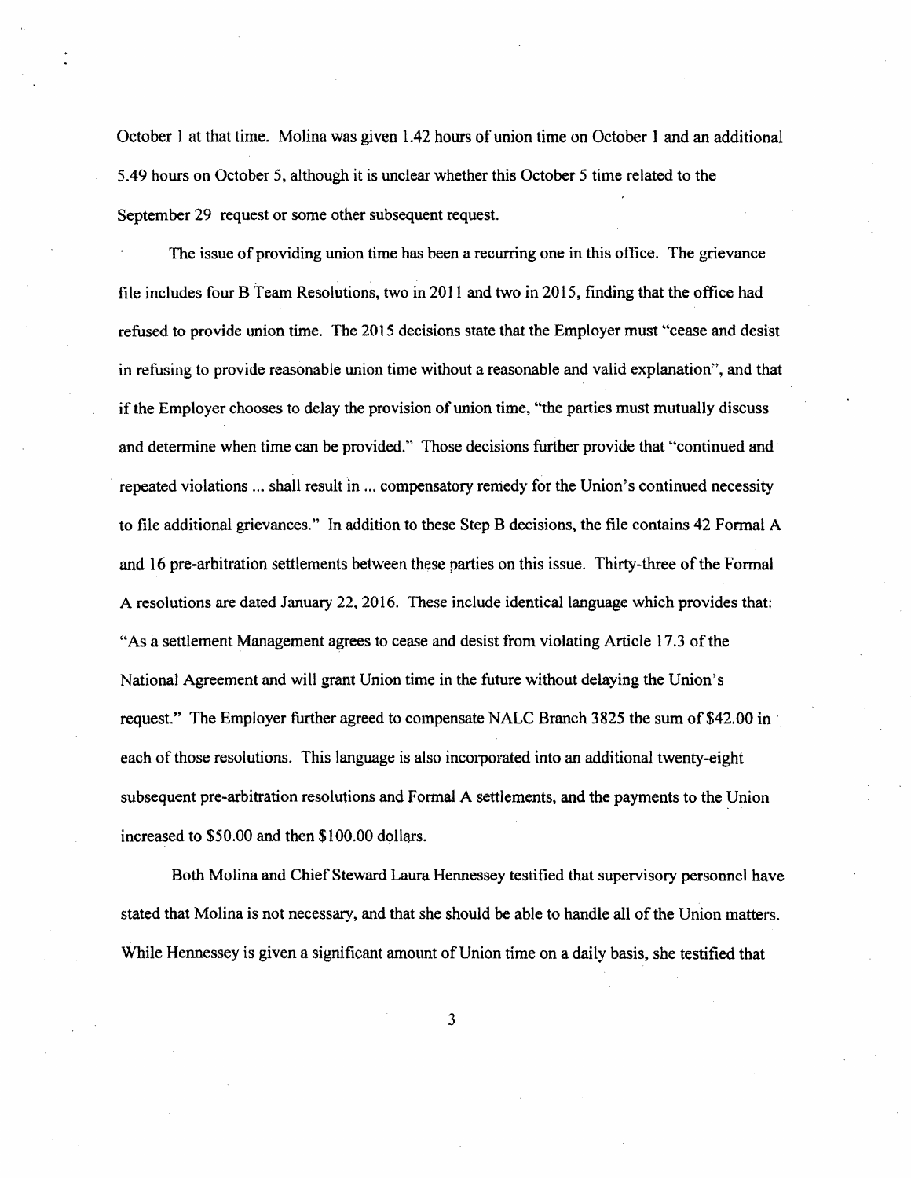October 1 at that time. Molina was given 1.42 hours of union time on October 1 and an additional 5.49 hours on October 5, although it is unclear whether this October 5 time related to the September 29 request or some other subsequent request.

The issue of providing union time has been a recurring one in this office. The grievance file includes four B Team Resolutions, two in 2011 and two in 2015, finding that the office had refused to provide union time. The 2015 decisions state that the Employer must "cease and desist in refusing to provide reasonable union time without a reasonable and valid explanation", and that if the Employer chooses to delay the provision of union time, "the parties must mutually discuss and determine when time can be provided." Those decisions further provide that "continued and repeated violations ... shall result in ... compensatory remedy for the Union's continued necessity to file additional grievances." In addition to these Step B decisions, the file contains 42 Formal A and 16 pre-arbitration settlements between these parties on this issue. Thirty-three of the Formal A resolutions are dated January 22, 2016. These include identical language which provides that: "As a settlement Management agrees to cease and desist from violating Article 17.3 of the National Agreement and will grant Union time in the future without delaying the Union's request." The Employer further agreed to compensate NALC Branch 3825 the sum of $42.00 in each of those resolutions. This language is also incorporated into an additional twenty-eight subsequent pre-arbitration resolutions and Formal A settlements, and the payments to the Union increased to $50.00 and then $100.00 dollars.

Both Molina and Chief Steward Laura Hennessey testified that supervisory personnel have stated that Molina is not necessary, and that she should be able to handle all of the Union matters. While Hennessey is given a significant amount of Union time on a daily basis, she testified that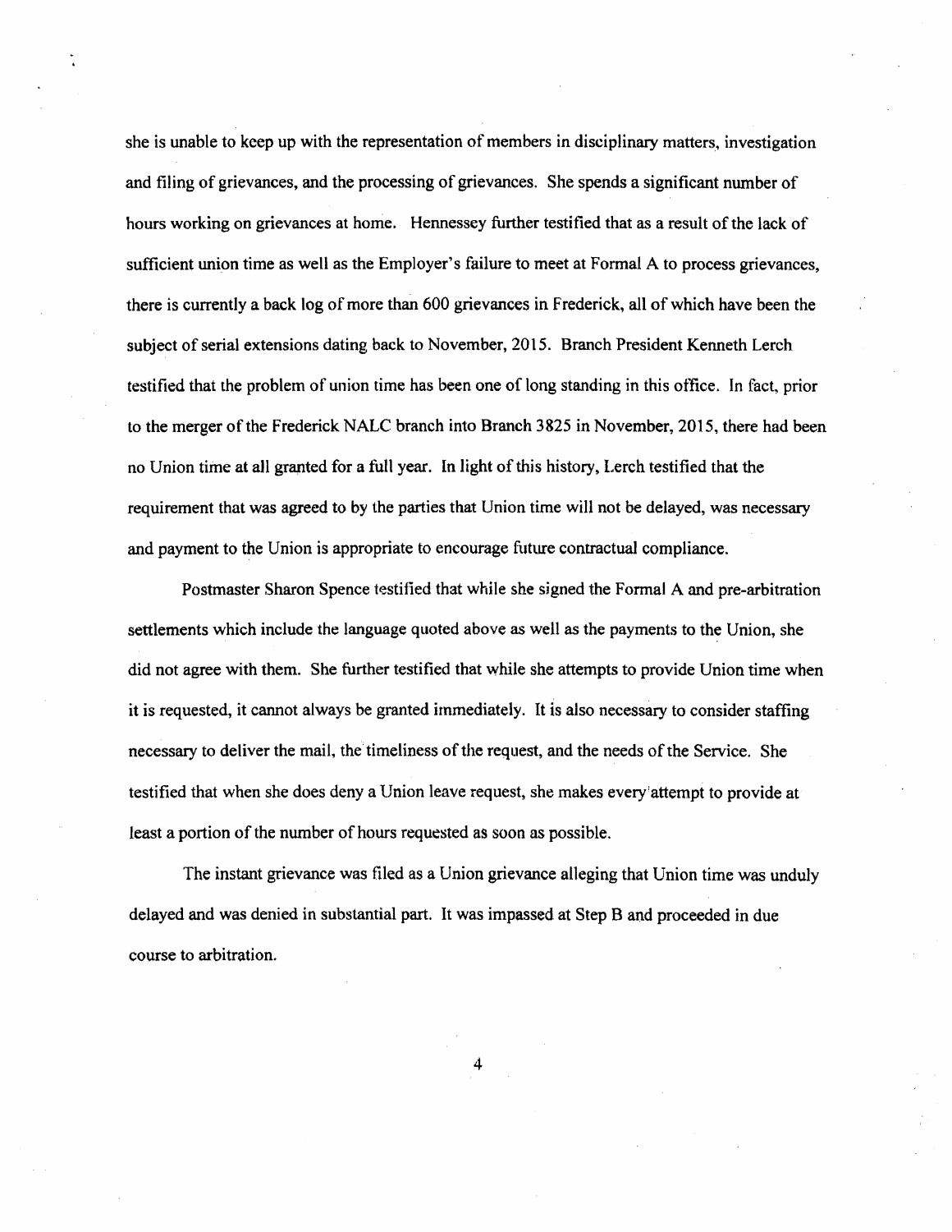she is unable to keep up with the representation of members in disciplinary matters, investigation and filing of grievances, and the processing of grievances. She spends a significant number of hours working on grievances at home. Hennessey further testified that as a result of the lack of sufficient union time as well as the Employer's failure to meet at Formal A to process grievances, there is currently a back log of more than 600 grievances in Frederick, all of which have been the subject of serial extensions dating back to November, 2015. Branch President Kenneth Lerch testified that the problem of union time has been one of long standing in this office. In fact, prior to the merger of the Frederick NALC branch into Branch 3825 in November, 2015, there had been no Union time at all granted for a full year. In light of this history, Lerch testified that the requirement that was agreed to by the parties that Union time will not be delayed, was necessary and payment to the Union is appropriate to encourage future contractual compliance.

Postmaster Sharon Spence testified that while she signed the Formal A and pre-arbitration settlements which include the language quoted above as well as the payments to the Union, she did not agree with them. She further testified that while she attempts to provide Union time when it is requested, it cannot always be granted immediately. It is also necessary to consider staffing necessary to deliver the mail, the timeliness of the request, and the needs of the Service. She testified that when she does deny a Union leave request, she makes every attempt to provide at least a portion of the number of hours requested as soon as possible.

The instant grievance was filed as a Union grievance alleging that Union time was unduly delayed and was denied in substantial part. It was impassed at Step B and proceeded in due course to arbitration.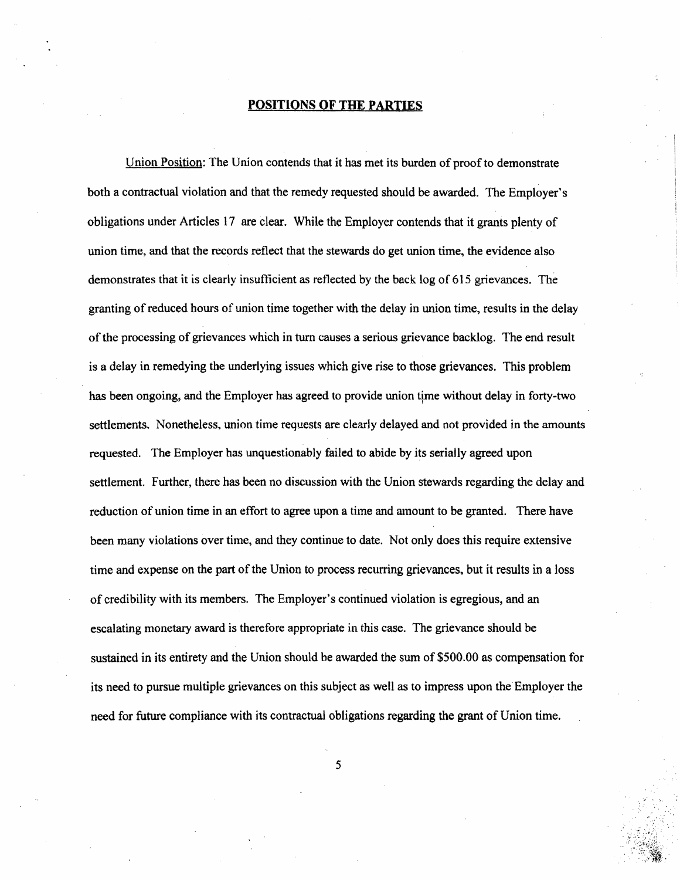## POSITIONS OF THE PARTIES

Union Position: The Union contends that it has met its burden of proof to demonstrate both a contractual violation and that the remedy requested should be awarded. The Employer's obligations under Articles 17 are clear. While the Employer contends that it grants plenty of union time, and that the records reflect that the stewards do get union time, the evidence also demonstrates that it is clearly insufficient as reflected by the back log of 615 grievances. The granting of reduced hours of union time together with the delay in union time, results in the delay of the processing of grievances which in turn causes a serious grievance backlog. The end result is a delay in remedying the underlying issues which give rise to those grievances. This problem has been ongoing, and the Employer has agreed to provide union time without delay in forty-two settlements. Nonetheless, union time requests are clearly delayed and not provided in the amounts requested. The Employer has unquestionably failed to abide by its serially agreed upon settlement. Further, there has been no discussion with the Union stewards regarding the delay and reduction of union time in an effort to agree upon a time and amount to be granted. There have been many violations over time, and they continue to date. Not only does this require extensive time and expense on the part of the Union to process recurring grievances, but it results in a loss of credibility with its members. The Employer's continued violation is egregious, and an escalating monetary award is therefore appropriate in this case. The grievance should be sustained in its entirety and the Union should be awarded the sum of $500.00 as compensation for its need to pursue multiple grievances on this subject as well as to impress upon the Employer the need for future compliance with its contractual obligations regarding the grant of Union time.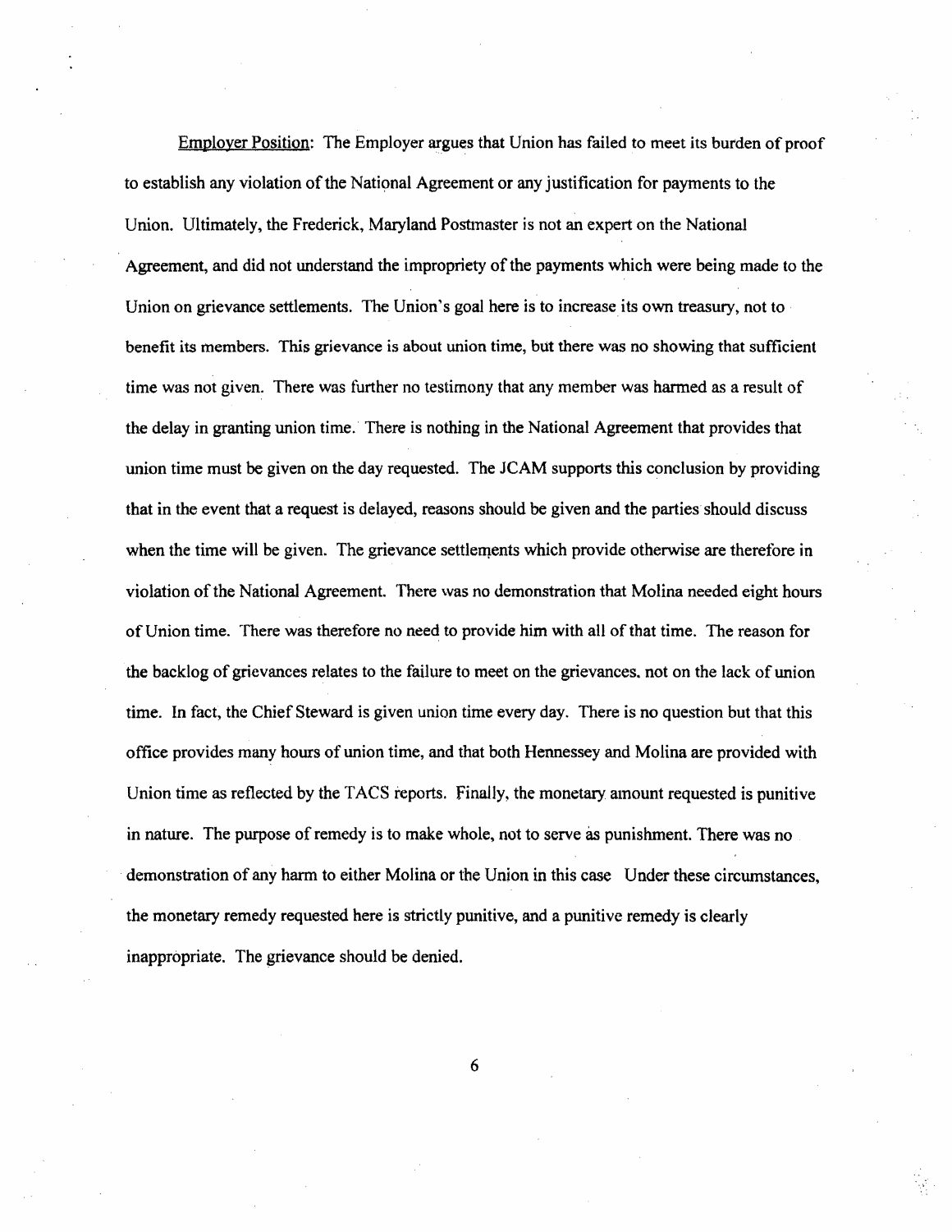<u>Employer Position</u>: The Employer argues that Union has failed to meet its burden of proof to establish any violation of the National Agreement or any justification for payments to the Union. Ultimately, the Frederick, Maryland Postmaster is not an expert on the National Agreement, and did not understand the impropriety of the payments which were being made to the Union on grievance settlements. The Union's goal here is to increase its own treasury, not to benefit its members. This grievance is about union time, but there was no showing that sufficient time was not given. There was further no testimony that any member was harmed as a result of the delay in granting union time. There is nothing in the National Agreement that provides that union time must be given on the day requested. The JCAM supports this conclusion by providing that in the event that a request is delayed, reasons should be given and the parties should discuss when the time will be given. The grievance settlements which provide otherwise are therefore in violation of the National Agreement. There was no demonstration that Molina needed eight hours of Union time. There was therefore no need to provide him with all of that time. The reason for the backlog of grievances relates to the failure to meet on the grievances. not on the lack of union time. In fact, the Chief Steward is given union time every day. There is no question but that this office provides many hours of union time, and that both Hennessey and Molina are provided with Union time as reflected by the TACS reports. Finally, the monetary amount requested is punitive in nature. The purpose of remedy is to make whole, not to serve as punishment. There was no demonstration of any harm to either Molina or the Union in this case Under these circumstances, the monetary remedy requested here is strictly punitive, and a punitive remedy is clearly inappropriate. The grievance should be denied.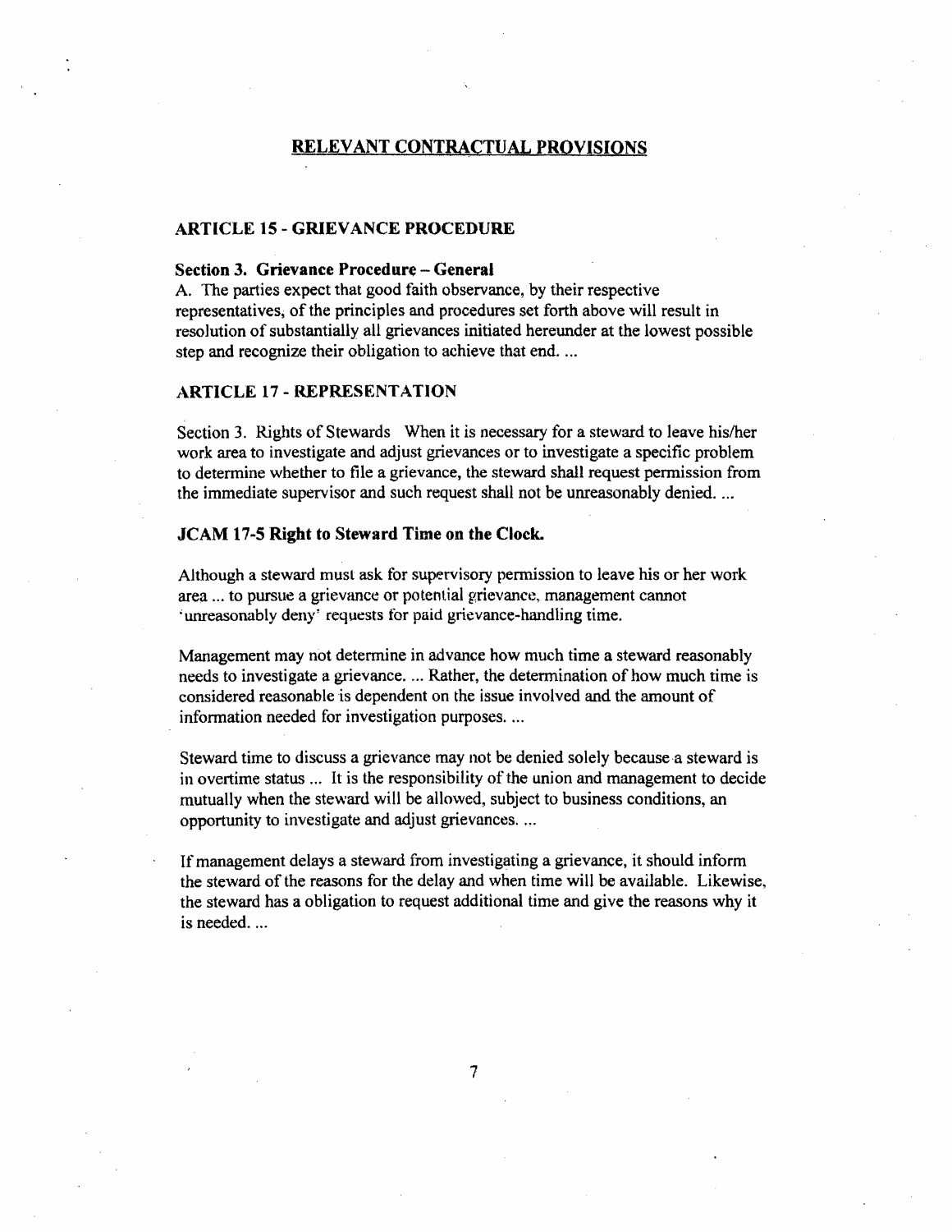## RELEVANT CONTRACTUAL PROVISIONS

### ARTICLE 15 - GRIEVANCE PROCEDURE

**Section 3. Grievance Procedure – General**

A. The parties expect that good faith observance, by their respective representatives, of the principles and procedures set forth above will result in resolution of substantially all grievances initiated hereunder at the lowest possible step and recognize their obligation to achieve that end. ...

### ARTICLE 17 - REPRESENTATION

Section 3. Rights of Stewards When it is necessary for a steward to leave his/her work area to investigate and adjust grievances or to investigate a specific problem to determine whether to file a grievance, the steward shall request permission from the immediate supervisor and such request shall not be unreasonably denied. ...

### JCAM 17-5 Right to Steward Time on the Clock.

Although a steward must ask for supervisory permission to leave his or her work area ... to pursue a grievance or potential grievance, management cannot 'unreasonably deny' requests for paid grievance-handling time.

Management may not determine in advance how much time a steward reasonably needs to investigate a grievance. ... Rather, the determination of how much time is considered reasonable is dependent on the issue involved and the amount of information needed for investigation purposes. ...

Steward time to discuss a grievance may not be denied solely because a steward is in overtime status ... It is the responsibility of the union and management to decide mutually when the steward will be allowed, subject to business conditions, an opportunity to investigate and adjust grievances. ...

If management delays a steward from investigating a grievance, it should inform the steward of the reasons for the delay and when time will be available. Likewise, the steward has a obligation to request additional time and give the reasons why it is needed. ...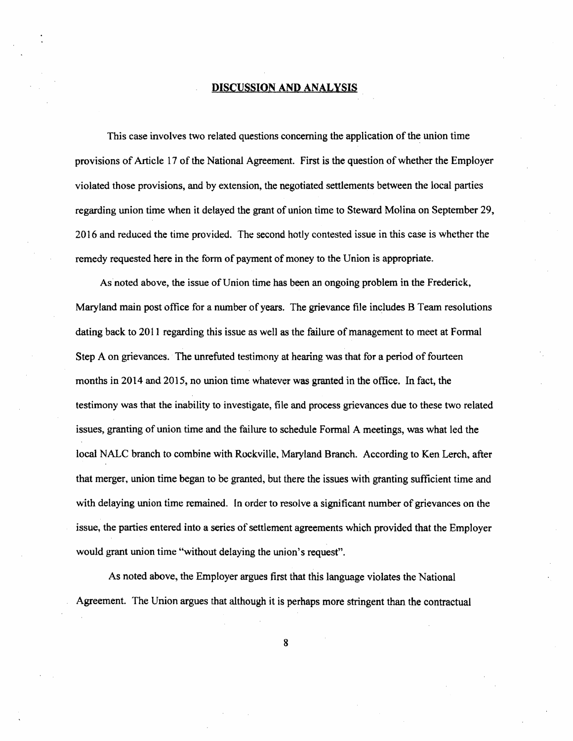## DISCUSSION AND ANALYSIS

This case involves two related questions concerning the application of the union time provisions of Article 17 of the National Agreement. First is the question of whether the Employer violated those provisions, and by extension, the negotiated settlements between the local parties regarding union time when it delayed the grant of union time to Steward Molina on September 29, 2016 and reduced the time provided. The second hotly contested issue in this case is whether the remedy requested here in the form of payment of money to the Union is appropriate.

As noted above, the issue of Union time has been an ongoing problem in the Frederick, Maryland main post office for a number of years. The grievance file includes B Team resolutions dating back to 2011 regarding this issue as well as the failure of management to meet at Formal Step A on grievances. The unrefuted testimony at hearing was that for a period of fourteen months in 2014 and 2015, no union time whatever was granted in the office. In fact, the testimony was that the inability to investigate, file and process grievances due to these two related issues, granting of union time and the failure to schedule Formal A meetings, was what led the local NALC branch to combine with Rockville, Maryland Branch. According to Ken Lerch, after that merger, union time began to be granted, but there the issues with granting sufficient time and with delaying union time remained. In order to resolve a significant number of grievances on the issue, the parties entered into a series of settlement agreements which provided that the Employer would grant union time "without delaying the union's request".

As noted above, the Employer argues first that this language violates the National Agreement. The Union argues that although it is perhaps more stringent than the contractual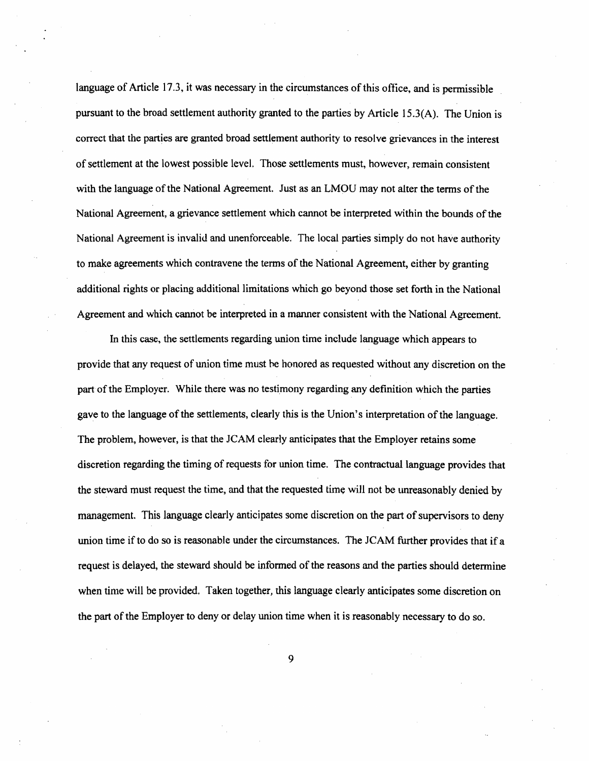language of Article 17.3, it was necessary in the circumstances of this office, and is permissible pursuant to the broad settlement authority granted to the parties by Article 15.3(A). The Union is correct that the parties are granted broad settlement authority to resolve grievances in the interest of settlement at the lowest possible level. Those settlements must, however, remain consistent with the language of the National Agreement. Just as an LMOU may not alter the terms of the National Agreement, a grievance settlement which cannot be interpreted within the bounds of the National Agreement is invalid and unenforceable. The local parties simply do not have authority to make agreements which contravene the terms of the National Agreement, either by granting additional rights or placing additional limitations which go beyond those set forth in the National Agreement and which cannot be interpreted in a manner consistent with the National Agreement.

In this case, the settlements regarding union time include language which appears to provide that any request of union time must be honored as requested without any discretion on the part of the Employer. While there was no testimony regarding any definition which the parties gave to the language of the settlements, clearly this is the Union's interpretation of the language. The problem, however, is that the JCAM clearly anticipates that the Employer retains some discretion regarding the timing of requests for union time. The contractual language provides that the steward must request the time, and that the requested time will not be unreasonably denied by management. This language clearly anticipates some discretion on the part of supervisors to deny union time if to do so is reasonable under the circumstances. The JCAM further provides that if a request is delayed, the steward should be informed of the reasons and the parties should determine when time will be provided. Taken together, this language clearly anticipates some discretion on the part of the Employer to deny or delay union time when it is reasonably necessary to do so.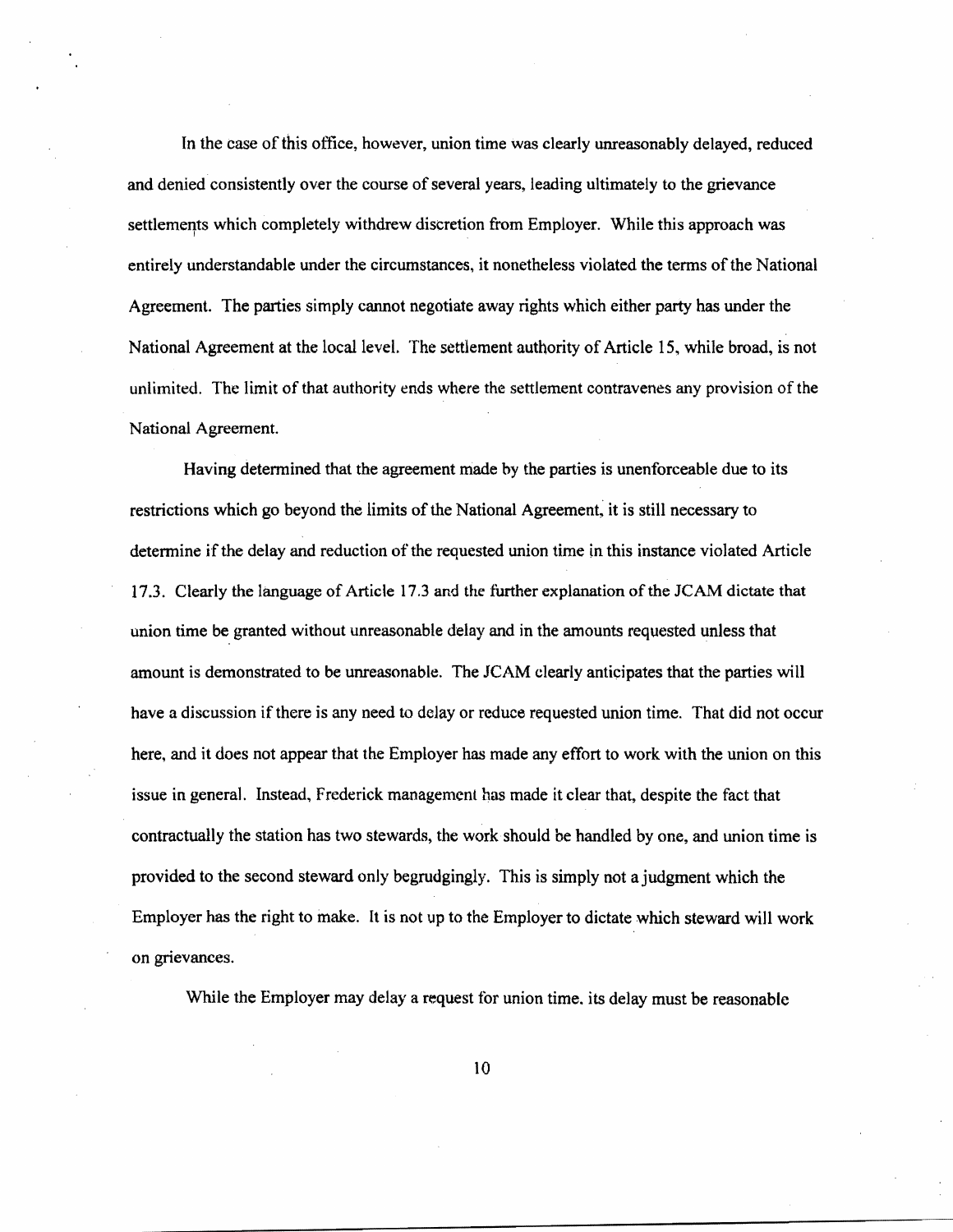In the case of this office, however, union time was clearly unreasonably delayed, reduced and denied consistently over the course of several years, leading ultimately to the grievance settlements which completely withdrew discretion from Employer. While this approach was entirely understandable under the circumstances, it nonetheless violated the terms of the National Agreement. The parties simply cannot negotiate away rights which either party has under the National Agreement at the local level. The settlement authority of Article 15, while broad, is not unlimited. The limit of that authority ends where the settlement contravenes any provision of the National Agreement.

Having determined that the agreement made by the parties is unenforceable due to its restrictions which go beyond the limits of the National Agreement, it is still necessary to determine if the delay and reduction of the requested union time in this instance violated Article 17.3. Clearly the language of Article 17.3 and the further explanation of the JCAM dictate that union time be granted without unreasonable delay and in the amounts requested unless that amount is demonstrated to be unreasonable. The JCAM clearly anticipates that the parties will have a discussion if there is any need to delay or reduce requested union time. That did not occur here, and it does not appear that the Employer has made any effort to work with the union on this issue in general. Instead, Frederick management has made it clear that, despite the fact that contractually the station has two stewards, the work should be handled by one, and union time is provided to the second steward only begrudgingly. This is simply not a judgment which the Employer has the right to make. It is not up to the Employer to dictate which steward will work on grievances.

While the Employer may delay a request for union time, its delay must be reasonable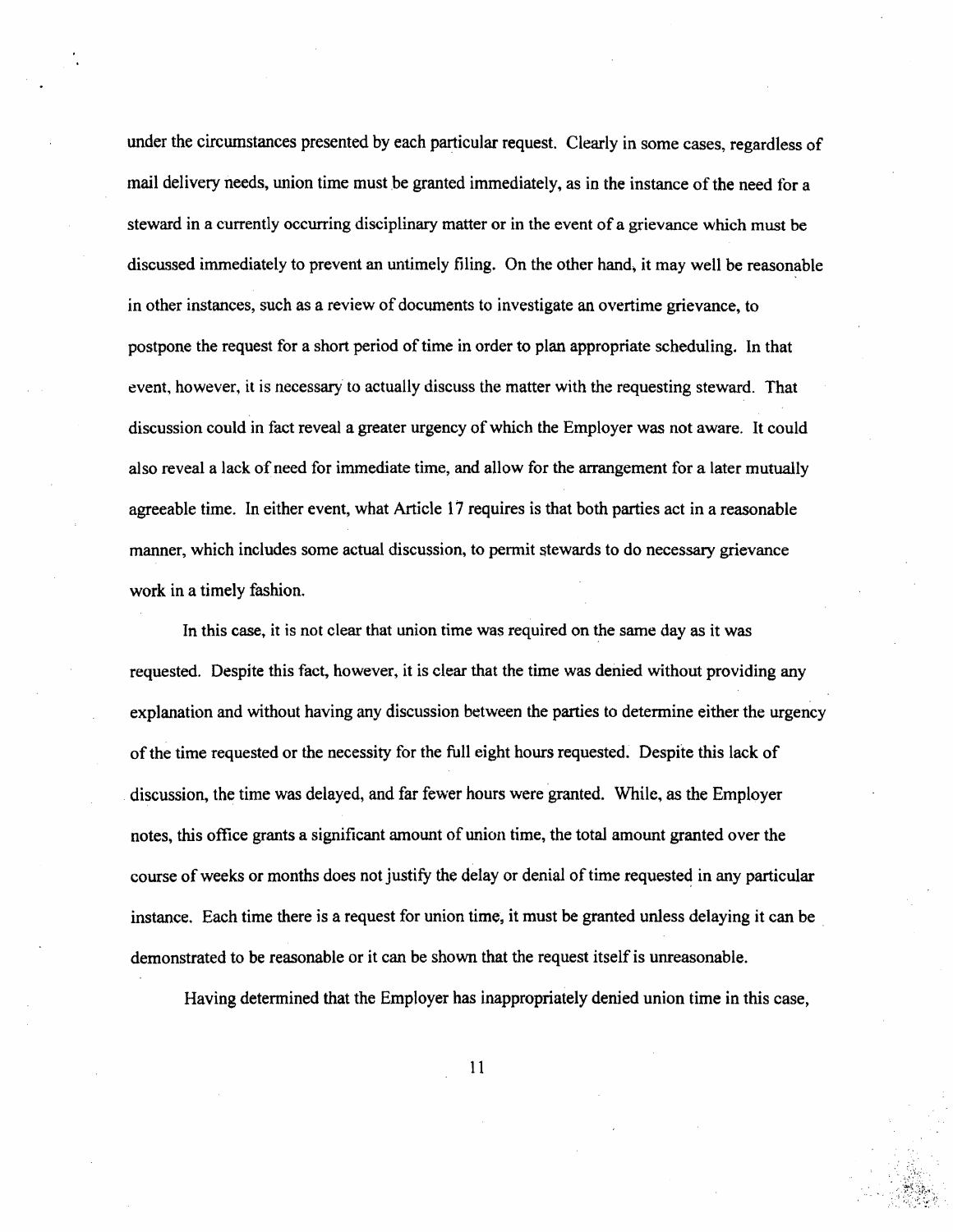under the circumstances presented by each particular request. Clearly in some cases, regardless of mail delivery needs, union time must be granted immediately, as in the instance of the need for a steward in a currently occurring disciplinary matter or in the event of a grievance which must be discussed immediately to prevent an untimely filing. On the other hand, it may well be reasonable in other instances, such as a review of documents to investigate an overtime grievance, to postpone the request for a short period of time in order to plan appropriate scheduling. In that event, however, it is necessary to actually discuss the matter with the requesting steward. That discussion could in fact reveal a greater urgency of which the Employer was not aware. It could also reveal a lack of need for immediate time, and allow for the arrangement for a later mutually agreeable time. In either event, what Article 17 requires is that both parties act in a reasonable manner, which includes some actual discussion, to permit stewards to do necessary grievance work in a timely fashion.

In this case, it is not clear that union time was required on the same day as it was requested. Despite this fact, however, it is clear that the time was denied without providing any explanation and without having any discussion between the parties to determine either the urgency of the time requested or the necessity for the full eight hours requested. Despite this lack of discussion, the time was delayed, and far fewer hours were granted. While, as the Employer notes, this office grants a significant amount of union time, the total amount granted over the course of weeks or months does not justify the delay or denial of time requested in any particular instance. Each time there is a request for union time, it must be granted unless delaying it can be demonstrated to be reasonable or it can be shown that the request itself is unreasonable.

Having determined that the Employer has inappropriately denied union time in this case,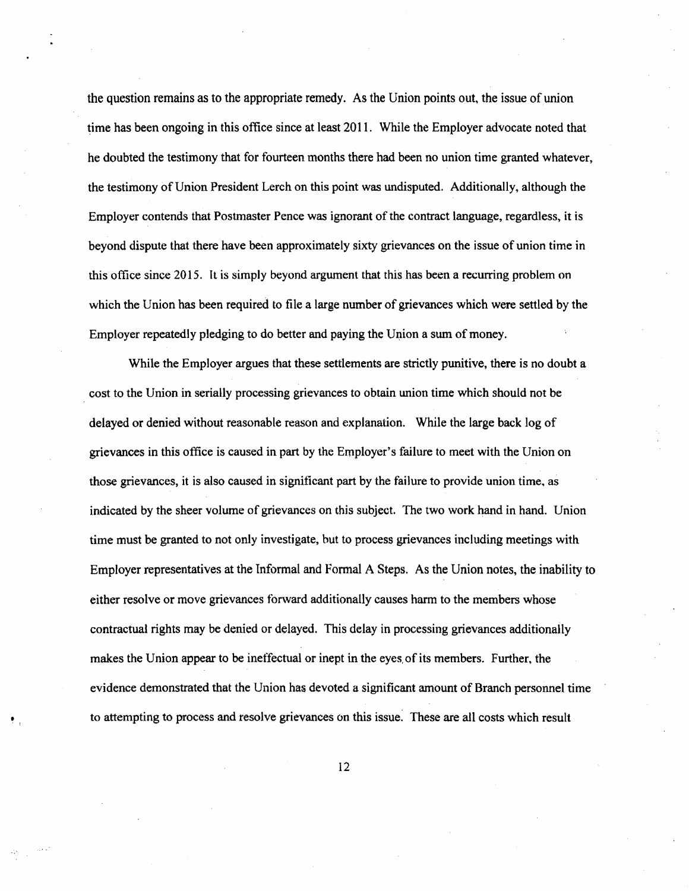the question remains as to the appropriate remedy. As the Union points out, the issue of union time has been ongoing in this office since at least 2011. While the Employer advocate noted that he doubted the testimony that for fourteen months there had been no union time granted whatever, the testimony of Union President Lerch on this point was undisputed. Additionally, although the Employer contends that Postmaster Pence was ignorant of the contract language, regardless, it is beyond dispute that there have been approximately sixty grievances on the issue of union time in this office since 2015. It is simply beyond argument that this has been a recurring problem on which the Union has been required to file a large number of grievances which were settled by the Employer repeatedly pledging to do better and paying the Union a sum of money.

While the Employer argues that these settlements are strictly punitive, there is no doubt a cost to the Union in serially processing grievances to obtain union time which should not be delayed or denied without reasonable reason and explanation. While the large back log of grievances in this office is caused in part by the Employer's failure to meet with the Union on those grievances, it is also caused in significant part by the failure to provide union time, as indicated by the sheer volume of grievances on this subject. The two work hand in hand. Union time must be granted to not only investigate, but to process grievances including meetings with Employer representatives at the Informal and Formal A Steps. As the Union notes, the inability to either resolve or move grievances forward additionally causes harm to the members whose contractual rights may be denied or delayed. This delay in processing grievances additionally makes the Union appear to be ineffectual or inept in the eyes of its members. Further, the evidence demonstrated that the Union has devoted a significant amount of Branch personnel time to attempting to process and resolve grievances on this issue. These are all costs which result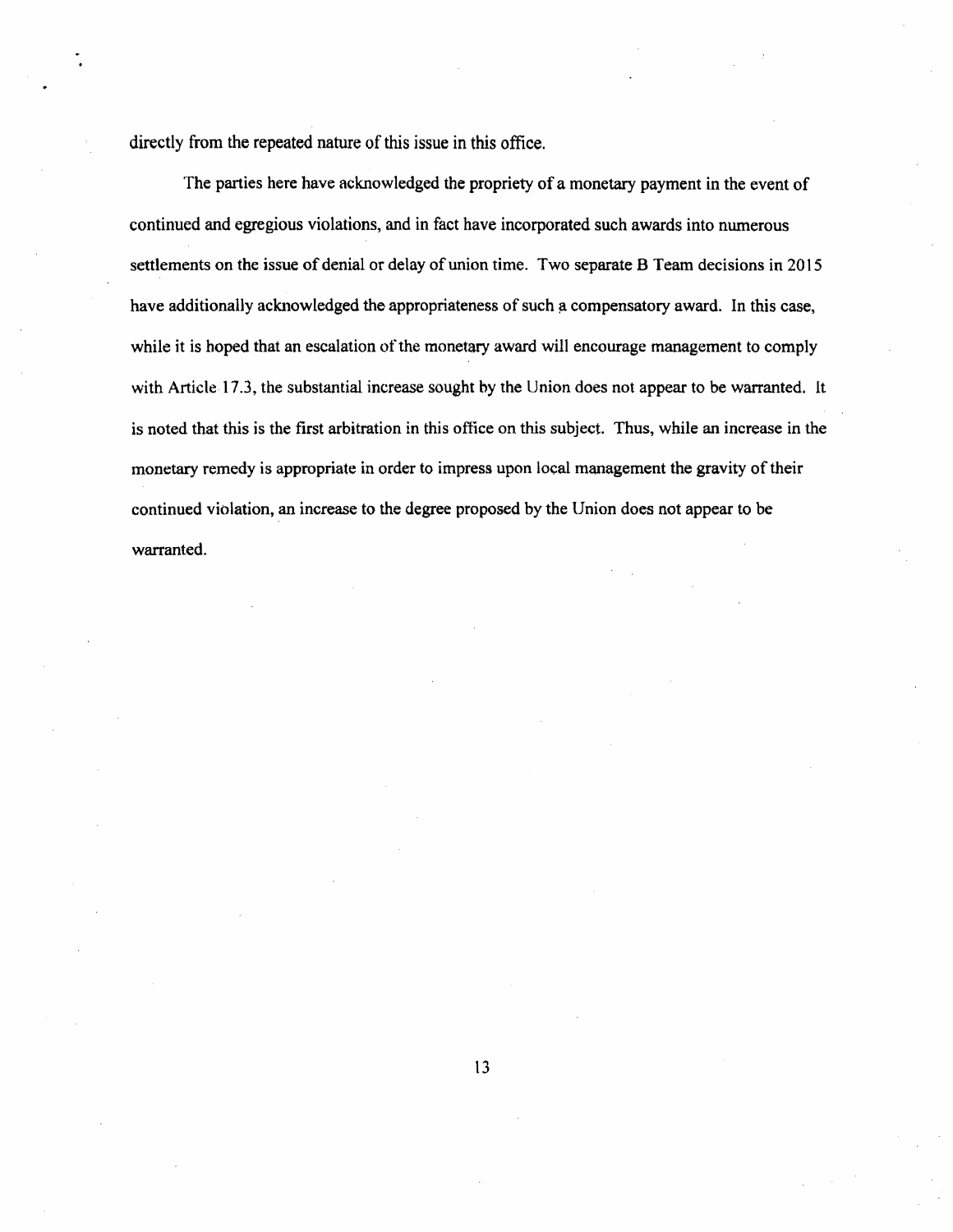directly from the repeated nature of this issue in this office.

The parties here have acknowledged the propriety of a monetary payment in the event of continued and egregious violations, and in fact have incorporated such awards into numerous settlements on the issue of denial or delay of union time. Two separate B Team decisions in 2015 have additionally acknowledged the appropriateness of such a compensatory award. In this case, while it is hoped that an escalation of the monetary award will encourage management to comply with Article 17.3, the substantial increase sought by the Union does not appear to be warranted. It is noted that this is the first arbitration in this office on this subject. Thus, while an increase in the monetary remedy is appropriate in order to impress upon local management the gravity of their continued violation, an increase to the degree proposed by the Union does not appear to be warranted.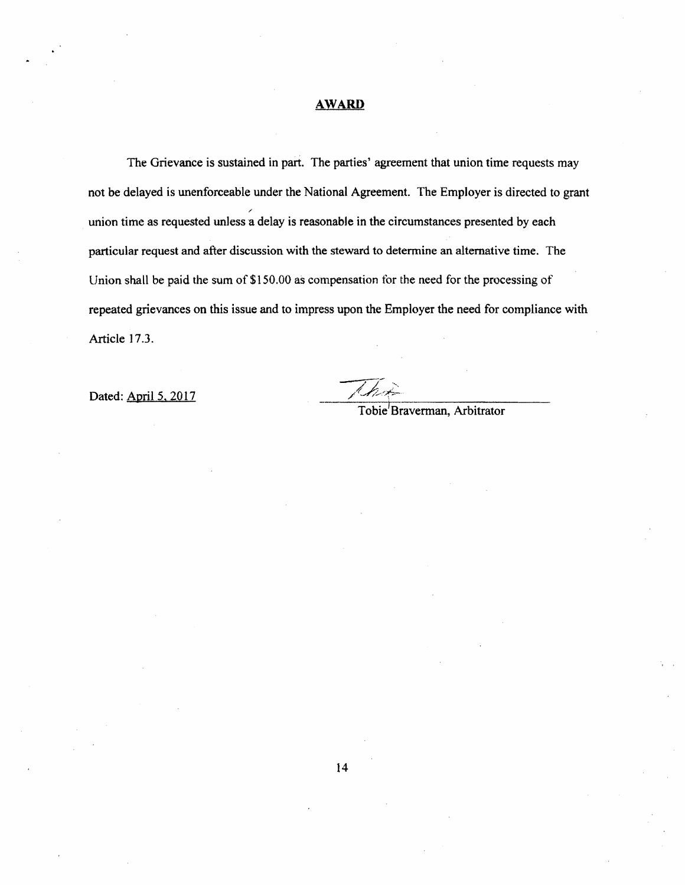## AWARD

The Grievance is sustained in part. The parties' agreement that union time requests may not be delayed is unenforceable under the National Agreement. The Employer is directed to grant union time as requested unless a delay is reasonable in the circumstances presented by each particular request and after discussion with the steward to determine an alternative time. The Union shall be paid the sum of $150.00 as compensation for the need for the processing of repeated grievances on this issue and to impress upon the Employer the need for compliance with Article 17.3.

Dated: April 5, 2017

Tobie Braverman, Arbitrator